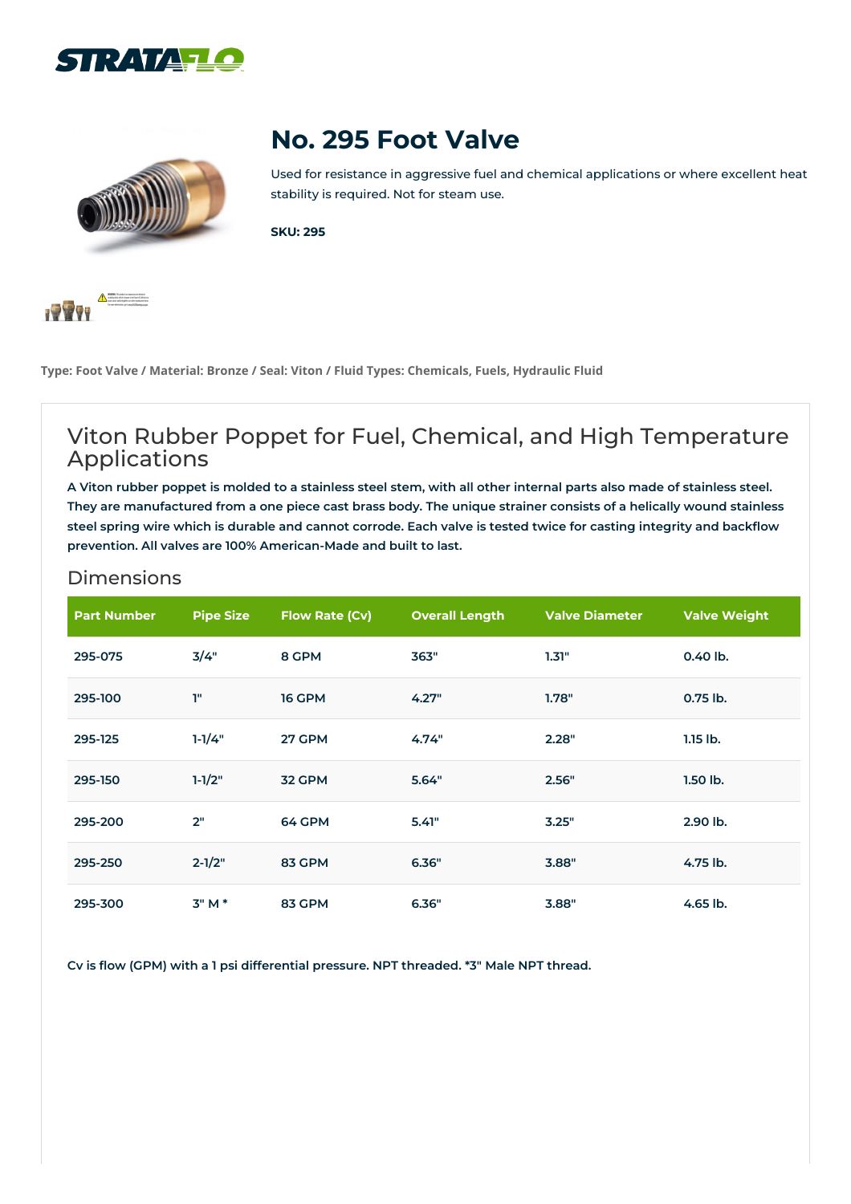# No. 295 Foot Valve

Used for resistance in aggressive fuel and chemical applications or where excellent heat stability is required. Not for steam use.

**SKU: 295**

**Type: Foot Valve / Material: Bronze / Seal: Viton / Fluid Types: Chemicals, Fuels, Hydraulic Fluid**

## Viton Rubber Poppet for Fuel, Chemical, and High Temperature Applications

**A Viton rubber poppet is molded to a stainless steel stem, with all other internal parts also made of stainless steel. They are manufactured from a one piece cast brass body. The unique strainer consists of a helically wound stainless steel spring wire which is durable and cannot corrode. Each valve is tested twice for casting integrity and backflow prevention. All valves are 100% American-Made and built to last.**

### Dimensions

| Part Number | Pipe Size | Flow Rate (Cv) | Overall Length | Valve Diameter | Valve Weight |
|---|---|---|---|---|---|
| 295-075 | 3/4" | 8 GPM | 363" | 1.31" | 0.40 lb. |
| 295-100 | 1" | 16 GPM | 4.27" | 1.78" | 0.75 lb. |
| 295-125 | 1-1/4" | 27 GPM | 4.74" | 2.28" | 1.15 lb. |
| 295-150 | 1-1/2" | 32 GPM | 5.64" | 2.56" | 1.50 lb. |
| 295-200 | 2" | 64 GPM | 5.41" | 3.25" | 2.90 lb. |
| 295-250 | 2-1/2" | 83 GPM | 6.36" | 3.88" | 4.75 lb. |
| 295-300 | 3" M * | 83 GPM | 6.36" | 3.88" | 4.65 lb. |

**Cv is flow (GPM) with a 1 psi differential pressure. NPT threaded. *3" Male NPT thread.**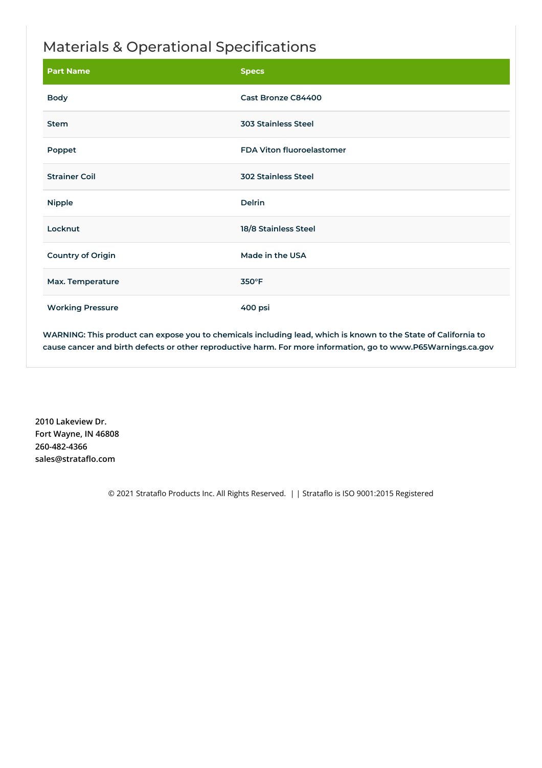## Materials & Operational Specifications

| Part Name | Specs |
|---|---|
| Body | Cast Bronze C84400 |
| Stem | 303 Stainless Steel |
| Poppet | FDA Viton fluoroelastomer |
| Strainer Coil | 302 Stainless Steel |
| Nipple | Delrin |
| Locknut | 18/8 Stainless Steel |
| Country of Origin | Made in the USA |
| Max. Temperature | 350°F |
| Working Pressure | 400 psi |

**WARNING: This product can expose you to chemicals including lead, which is known to the State of California to cause cancer and birth defects or other reproductive harm. For more information, go to www.P65Warnings.ca.gov**

**2010 Lakeview Dr.**
**Fort Wayne, IN 46808**
**260-482-4366**
**sales@strataflo.com**

© 2021 Strataflo Products Inc. All Rights Reserved. | | Strataflo is ISO 9001:2015 Registered